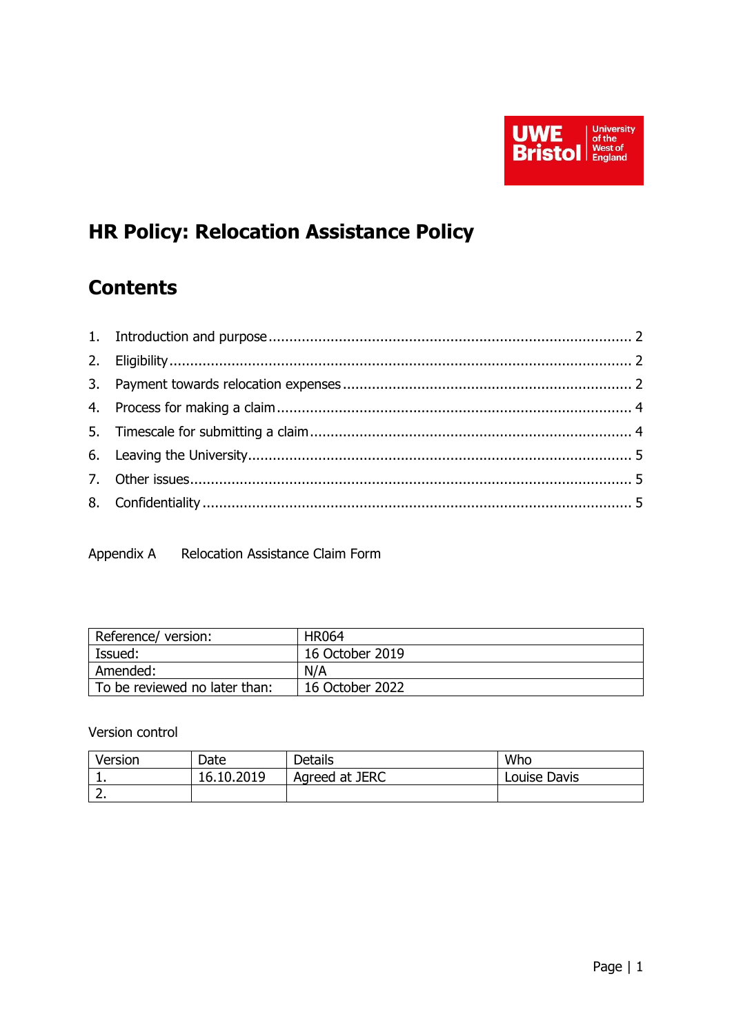# HR Policy: Relocation Assistance Policy

## Contents

1. Introduction and purpose ........ 2
2. Eligibility ........ 2
3. Payment towards relocation expenses ........ 2
4. Process for making a claim ........ 4
5. Timescale for submitting a claim ........ 4
6. Leaving the University ........ 5
7. Other issues ........ 5
8. Confidentiality ........ 5

Appendix A Relocation Assistance Claim Form

| Reference/ version: | HR064 |
|---|---|
| Issued: | 16 October 2019 |
| Amended: | N/A |
| To be reviewed no later than: | 16 October 2022 |

Version control

| Version | Date | Details | Who |
|---|---|---|---|
| 1. | 16.10.2019 | Agreed at JERC | Louise Davis |
| 2. | | | |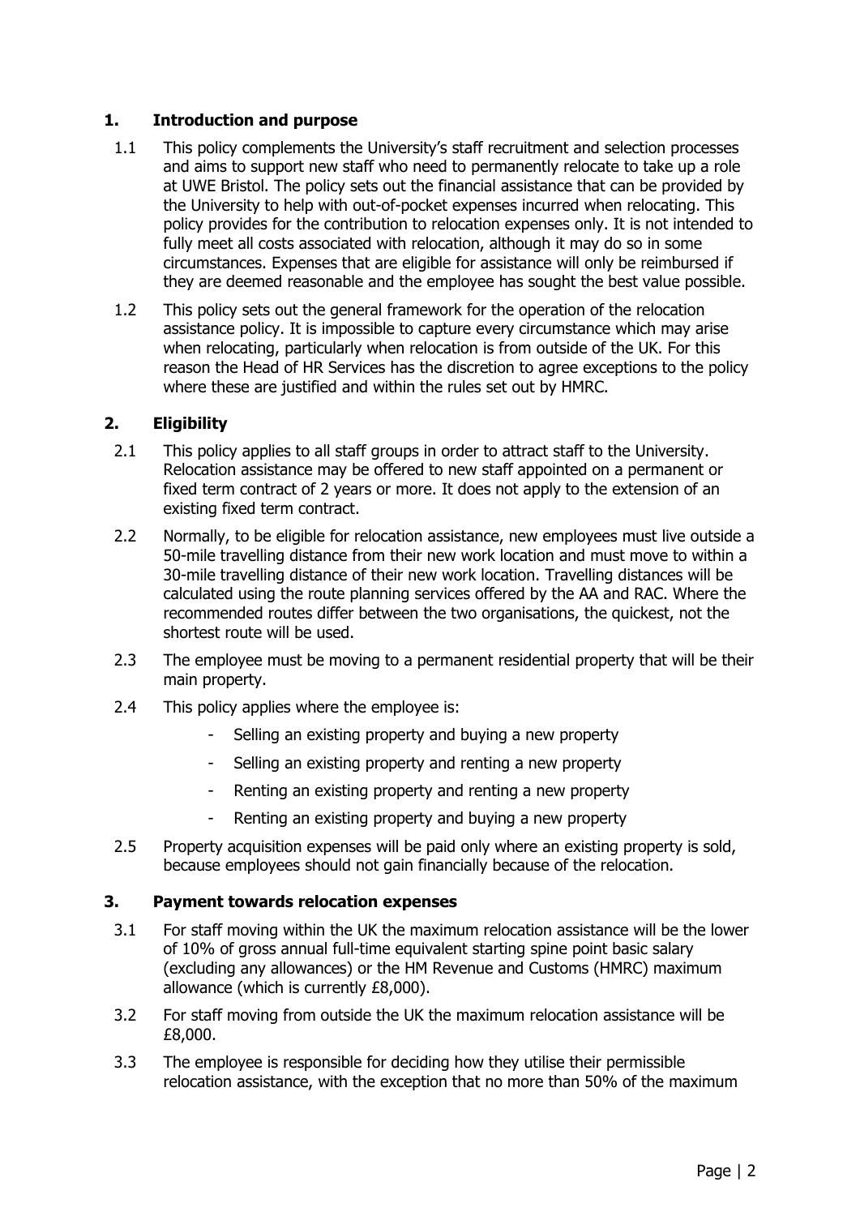## 1. Introduction and purpose

1.1 This policy complements the University's staff recruitment and selection processes and aims to support new staff who need to permanently relocate to take up a role at UWE Bristol. The policy sets out the financial assistance that can be provided by the University to help with out-of-pocket expenses incurred when relocating. This policy provides for the contribution to relocation expenses only. It is not intended to fully meet all costs associated with relocation, although it may do so in some circumstances. Expenses that are eligible for assistance will only be reimbursed if they are deemed reasonable and the employee has sought the best value possible.

1.2 This policy sets out the general framework for the operation of the relocation assistance policy. It is impossible to capture every circumstance which may arise when relocating, particularly when relocation is from outside of the UK. For this reason the Head of HR Services has the discretion to agree exceptions to the policy where these are justified and within the rules set out by HMRC.

## 2. Eligibility

2.1 This policy applies to all staff groups in order to attract staff to the University. Relocation assistance may be offered to new staff appointed on a permanent or fixed term contract of 2 years or more. It does not apply to the extension of an existing fixed term contract.

2.2 Normally, to be eligible for relocation assistance, new employees must live outside a 50-mile travelling distance from their new work location and must move to within a 30-mile travelling distance of their new work location. Travelling distances will be calculated using the route planning services offered by the AA and RAC. Where the recommended routes differ between the two organisations, the quickest, not the shortest route will be used.

2.3 The employee must be moving to a permanent residential property that will be their main property.

2.4 This policy applies where the employee is:

- Selling an existing property and buying a new property
- Selling an existing property and renting a new property
- Renting an existing property and renting a new property
- Renting an existing property and buying a new property

2.5 Property acquisition expenses will be paid only where an existing property is sold, because employees should not gain financially because of the relocation.

## 3. Payment towards relocation expenses

3.1 For staff moving within the UK the maximum relocation assistance will be the lower of 10% of gross annual full-time equivalent starting spine point basic salary (excluding any allowances) or the HM Revenue and Customs (HMRC) maximum allowance (which is currently £8,000).

3.2 For staff moving from outside the UK the maximum relocation assistance will be £8,000.

3.3 The employee is responsible for deciding how they utilise their permissible relocation assistance, with the exception that no more than 50% of the maximum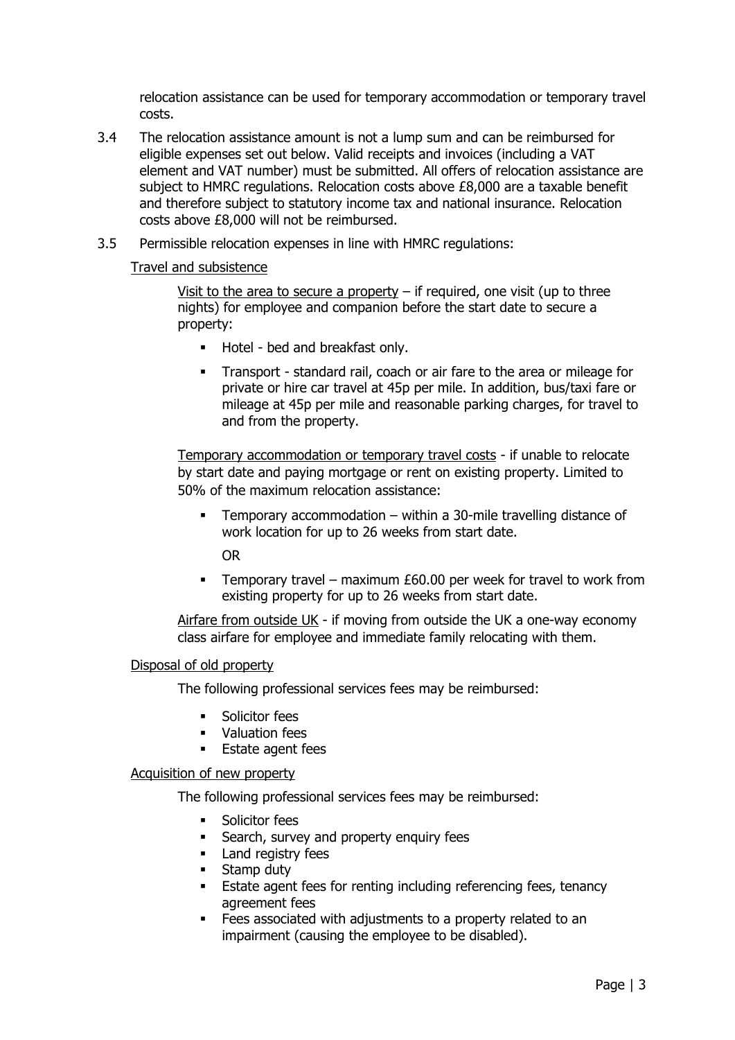relocation assistance can be used for temporary accommodation or temporary travel costs.

3.4 The relocation assistance amount is not a lump sum and can be reimbursed for eligible expenses set out below. Valid receipts and invoices (including a VAT element and VAT number) must be submitted. All offers of relocation assistance are subject to HMRC regulations. Relocation costs above £8,000 are a taxable benefit and therefore subject to statutory income tax and national insurance. Relocation costs above £8,000 will not be reimbursed.

3.5 Permissible relocation expenses in line with HMRC regulations:

<u>Travel and subsistence</u>

<u>Visit to the area to secure a property</u> – if required, one visit (up to three nights) for employee and companion before the start date to secure a property:

- Hotel - bed and breakfast only.
- Transport - standard rail, coach or air fare to the area or mileage for private or hire car travel at 45p per mile. In addition, bus/taxi fare or mileage at 45p per mile and reasonable parking charges, for travel to and from the property.

<u>Temporary accommodation or temporary travel costs</u> - if unable to relocate by start date and paying mortgage or rent on existing property. Limited to 50% of the maximum relocation assistance:

- Temporary accommodation – within a 30-mile travelling distance of work location for up to 26 weeks from start date.

  OR

- Temporary travel – maximum £60.00 per week for travel to work from existing property for up to 26 weeks from start date.

<u>Airfare from outside UK</u> - if moving from outside the UK a one-way economy class airfare for employee and immediate family relocating with them.

<u>Disposal of old property</u>

The following professional services fees may be reimbursed:

- Solicitor fees
- Valuation fees
- Estate agent fees

<u>Acquisition of new property</u>

The following professional services fees may be reimbursed:

- Solicitor fees
- Search, survey and property enquiry fees
- Land registry fees
- Stamp duty
- Estate agent fees for renting including referencing fees, tenancy agreement fees
- Fees associated with adjustments to a property related to an impairment (causing the employee to be disabled).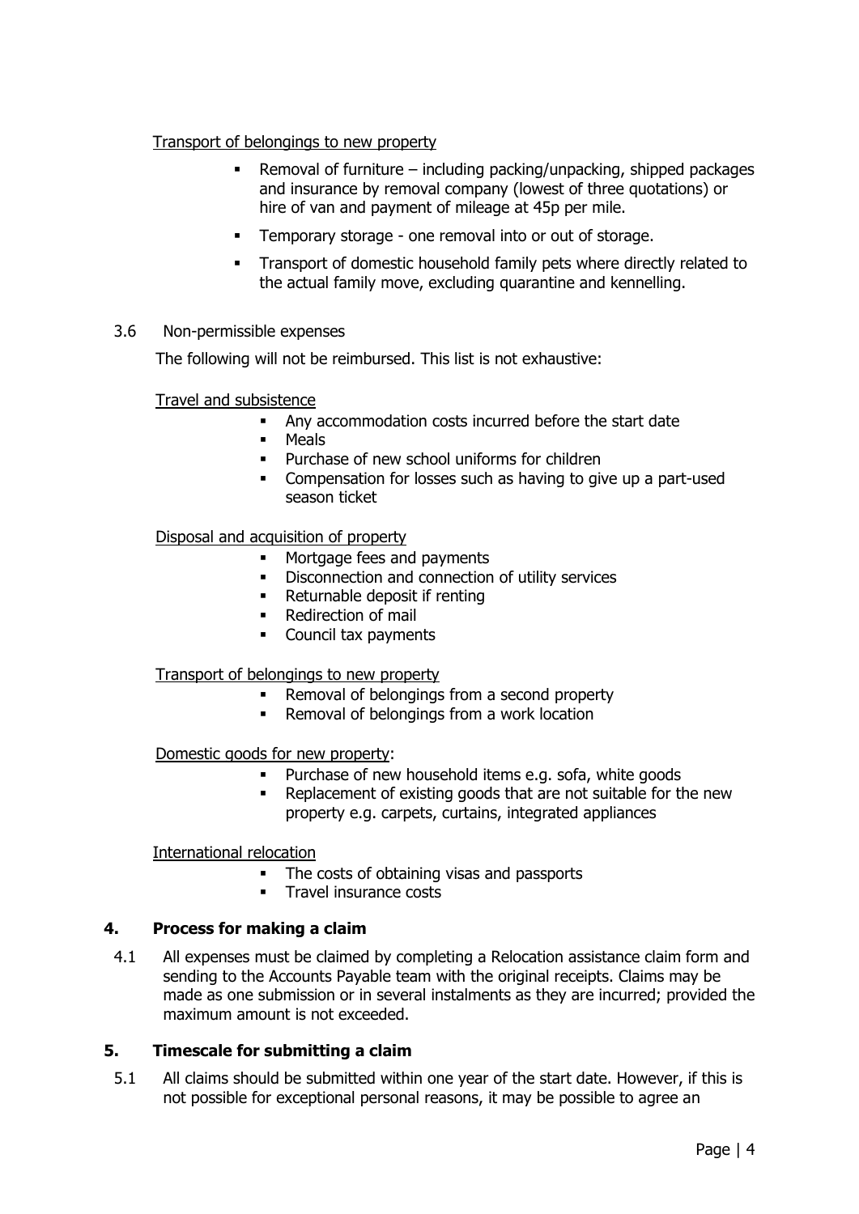Transport of belongings to new property

- Removal of furniture – including packing/unpacking, shipped packages and insurance by removal company (lowest of three quotations) or hire of van and payment of mileage at 45p per mile.
- Temporary storage - one removal into or out of storage.
- Transport of domestic household family pets where directly related to the actual family move, excluding quarantine and kennelling.

3.6 Non-permissible expenses

The following will not be reimbursed. This list is not exhaustive:

Travel and subsistence

- Any accommodation costs incurred before the start date
- Meals
- Purchase of new school uniforms for children
- Compensation for losses such as having to give up a part-used season ticket

Disposal and acquisition of property

- Mortgage fees and payments
- Disconnection and connection of utility services
- Returnable deposit if renting
- Redirection of mail
- Council tax payments

Transport of belongings to new property

- Removal of belongings from a second property
- Removal of belongings from a work location

Domestic goods for new property:

- Purchase of new household items e.g. sofa, white goods
- Replacement of existing goods that are not suitable for the new property e.g. carpets, curtains, integrated appliances

International relocation

- The costs of obtaining visas and passports
- Travel insurance costs

## 4. Process for making a claim

4.1 All expenses must be claimed by completing a Relocation assistance claim form and sending to the Accounts Payable team with the original receipts. Claims may be made as one submission or in several instalments as they are incurred; provided the maximum amount is not exceeded.

## 5. Timescale for submitting a claim

5.1 All claims should be submitted within one year of the start date. However, if this is not possible for exceptional personal reasons, it may be possible to agree an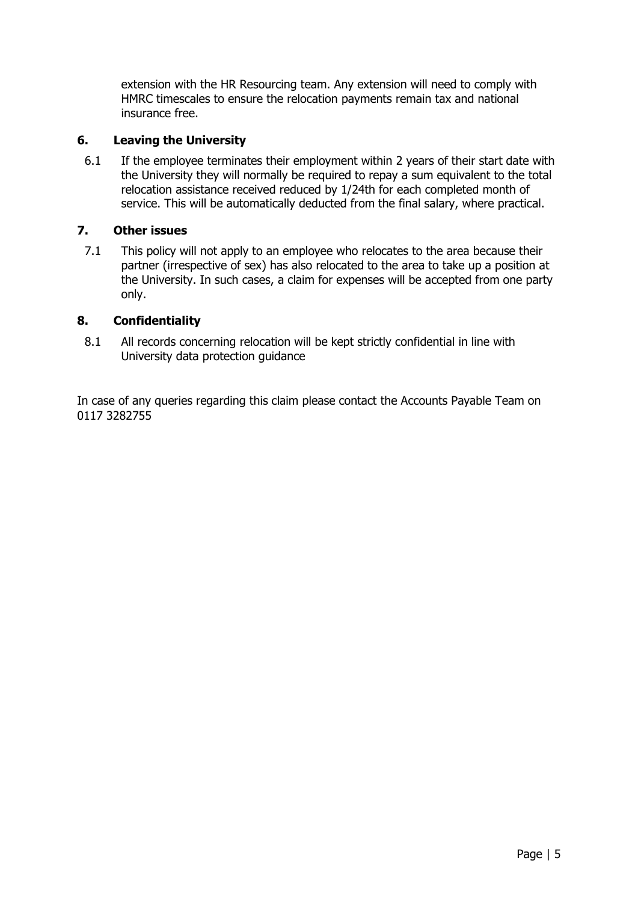extension with the HR Resourcing team. Any extension will need to comply with HMRC timescales to ensure the relocation payments remain tax and national insurance free.

## 6. Leaving the University

6.1 If the employee terminates their employment within 2 years of their start date with the University they will normally be required to repay a sum equivalent to the total relocation assistance received reduced by 1/24th for each completed month of service. This will be automatically deducted from the final salary, where practical.

## 7. Other issues

7.1 This policy will not apply to an employee who relocates to the area because their partner (irrespective of sex) has also relocated to the area to take up a position at the University. In such cases, a claim for expenses will be accepted from one party only.

## 8. Confidentiality

8.1 All records concerning relocation will be kept strictly confidential in line with University data protection guidance

In case of any queries regarding this claim please contact the Accounts Payable Team on 0117 3282755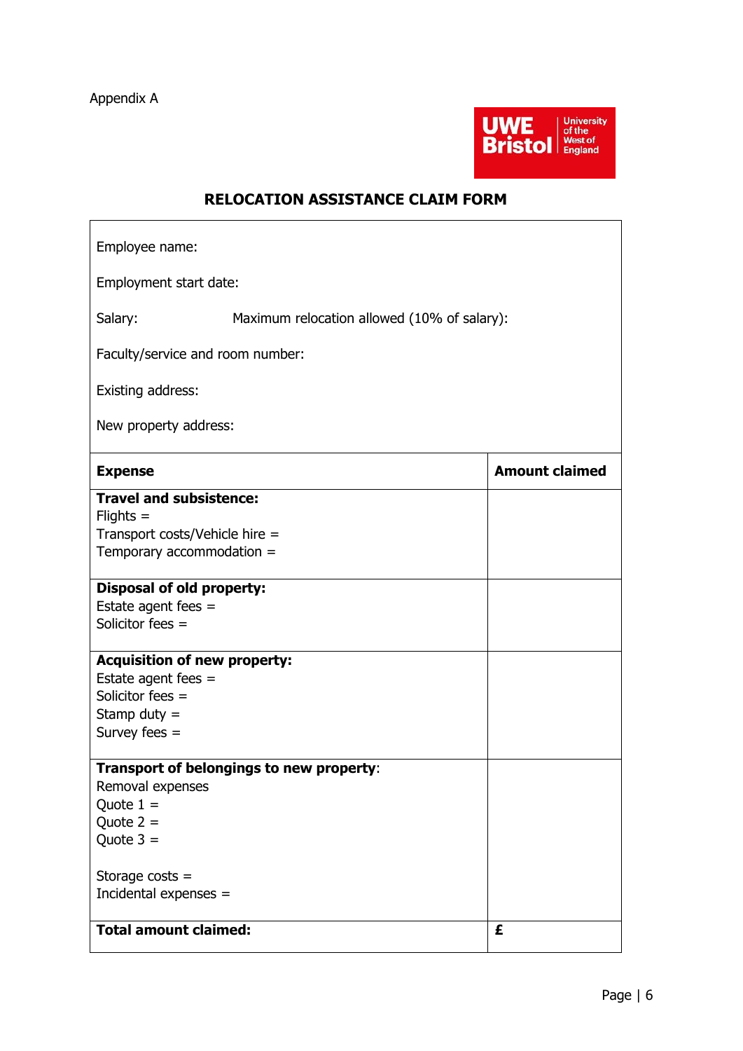Appendix A

## RELOCATION ASSISTANCE CLAIM FORM

Employee name:

Employment start date:

Salary: Maximum relocation allowed (10% of salary):

Faculty/service and room number:

Existing address:

New property address:

| Expense | Amount claimed |
|---|---|
| **Travel and subsistence:**<br>Flights =<br>Transport costs/Vehicle hire =<br>Temporary accommodation = | |
| **Disposal of old property:**<br>Estate agent fees =<br>Solicitor fees = | |
| **Acquisition of new property:**<br>Estate agent fees =<br>Solicitor fees =<br>Stamp duty =<br>Survey fees = | |
| **Transport of belongings to new property**:<br>Removal expenses<br>Quote 1 =<br>Quote 2 =<br>Quote 3 =<br><br>Storage costs =<br>Incidental expenses = | |
| **Total amount claimed:** | **£** |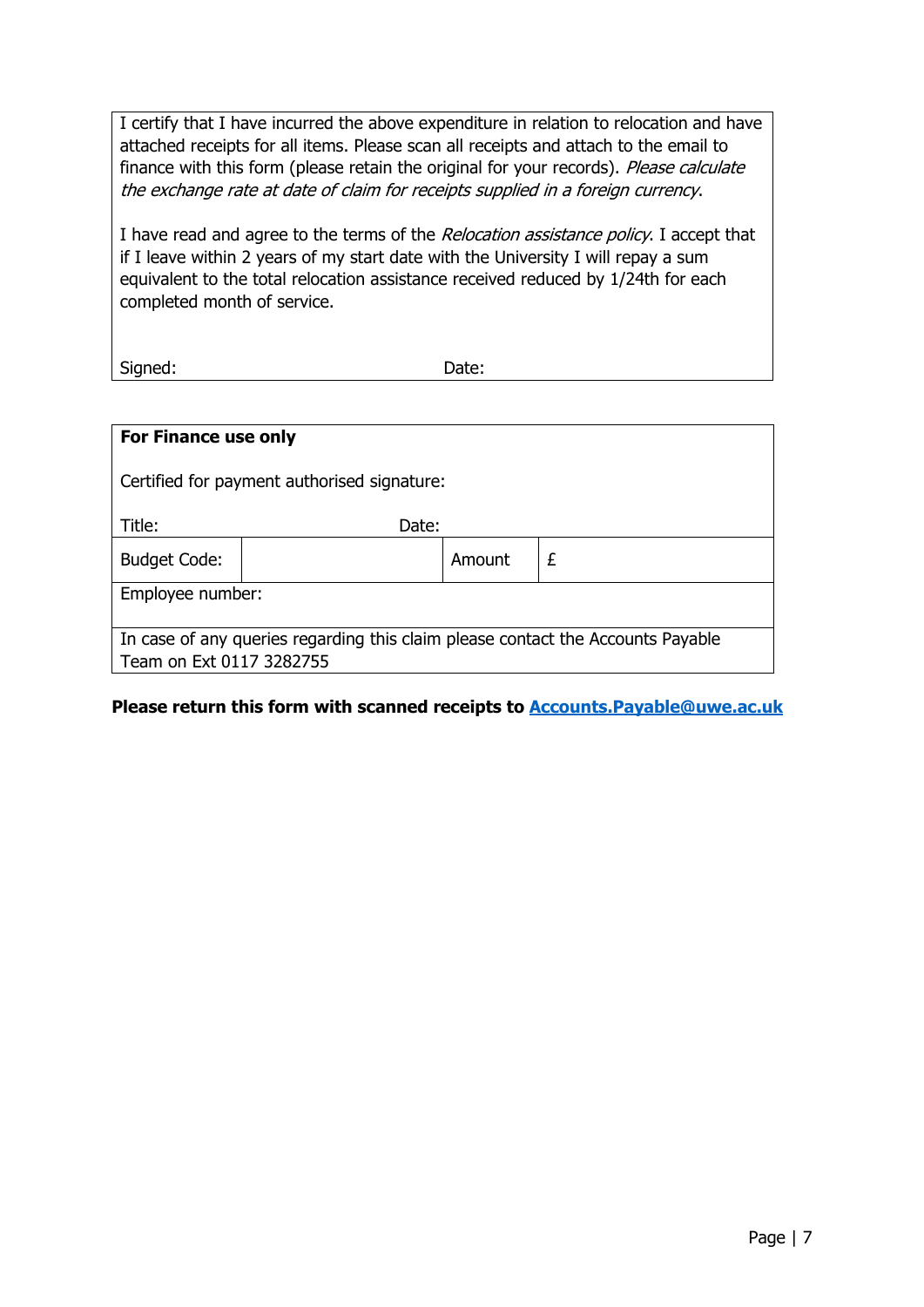I certify that I have incurred the above expenditure in relation to relocation and have attached receipts for all items. Please scan all receipts and attach to the email to finance with this form (please retain the original for your records). *Please calculate the exchange rate at date of claim for receipts supplied in a foreign currency*.

I have read and agree to the terms of the *Relocation assistance policy*. I accept that if I leave within 2 years of my start date with the University I will repay a sum equivalent to the total relocation assistance received reduced by 1/24th for each completed month of service.

Signed: Date:

**For Finance use only**

Certified for payment authorised signature:

Title: Date:

| | | | |
|---|---|---|---|
| Budget Code: | | Amount | £ |
| Employee number: | | | |
| In case of any queries regarding this claim please contact the Accounts Payable Team on Ext 0117 3282755 | | | |

**Please return this form with scanned receipts to [Accounts.Payable@uwe.ac.uk](mailto:Accounts.Payable@uwe.ac.uk)**